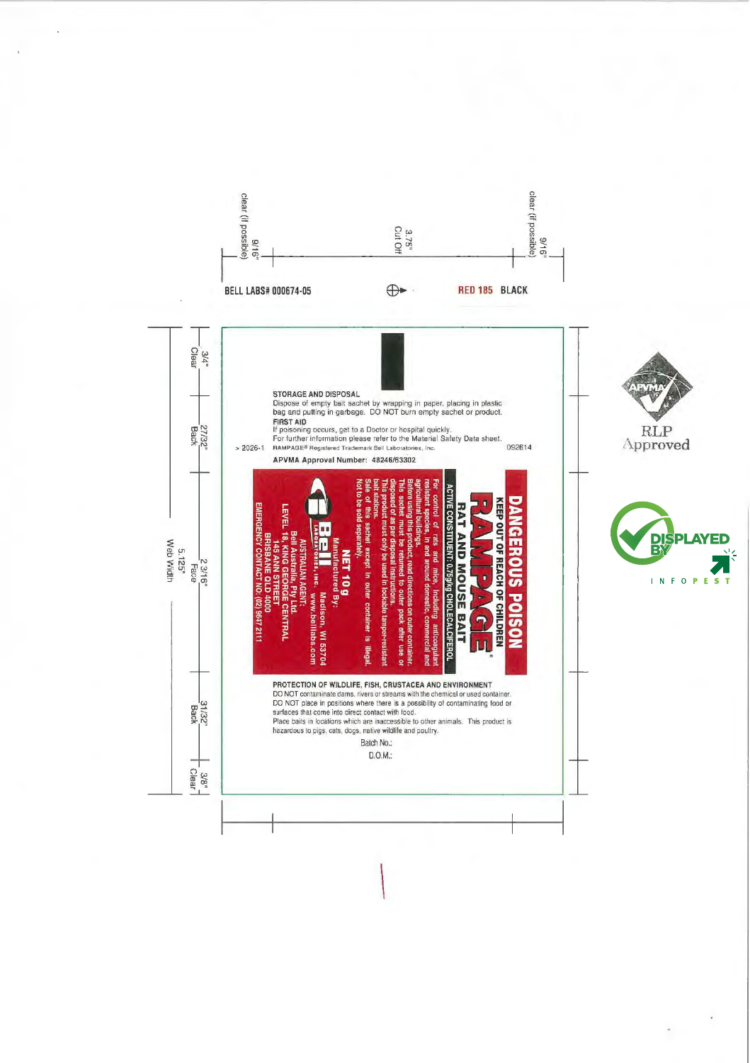clear (if possible) 9/16"

3.75" Cut Off

9/16" clear (if possible)

BELL LABS# 000674-05

RED 185 BLACK

3/4" Clear

27/32" Back

2 3/16" Face

5.125" Web Width

31/32" Back

3/8" Clear

**STORAGE AND DISPOSAL**

Dispose of empty bait sachet by wrapping in paper, placing in plastic bag and putting in garbage. DO NOT burn empty sachet or product.

**FIRST AID**

If poisoning occurs, get to a Doctor or hospital quickly.
For further information please refer to the Material Safety Data sheet.

> 2026-1 RAMPAGE® Registered Trademark Bell Laboratories, Inc. 092614

**APVMA Approval Number: 48246/63302**

# DANGEROUS POISON

## KEEP OUT OF REACH OF CHILDREN

# RAMPAGE®

## RAT AND MOUSE BAIT

**ACTIVE CONSTITUENT: 0.75g/kg CHOLECALCIFEROL**

For control of rats and mice, including anticoagulant resistant species, in and around domestic, commercial and agricultural buildings.
Before using this product, read directions on outer container.
This sachet must be returned to outer pack after use or disposed of as per disposal instructions.
This product must only be used in lockable tamper-resistant bait stations.
Sale of this sachet except in outer container is illegal.
Not to be sold separately.

**NET 10 g**

Manufactured By:
Bell Laboratories, Inc. Madison, WI 53704 www.belllabs.com

AUSTRALIAN AGENT:
Bell Australia, Pty Ltd.
LEVEL 18, KING GEORGE CENTRAL
145 ANN STREET
BRISBANE QLD 4000
EMERGENCY CONTACT NO: (02) 9647 2111

**PROTECTION OF WILDLIFE, FISH, CRUSTACEA AND ENVIRONMENT**

DO NOT contaminate dams, rivers or streams with the chemical or used container.
DO NOT place in positions where there is a possibility of contaminating food or surfaces that come into direct contact with food.
Place baits in locations which are inaccessible to other animals. This product is hazardous to pigs, cats, dogs, native wildlife and poultry.

Batch No.:

D.O.M.:

APVMA RLP Approved

DISPLAYED BY INFOPEST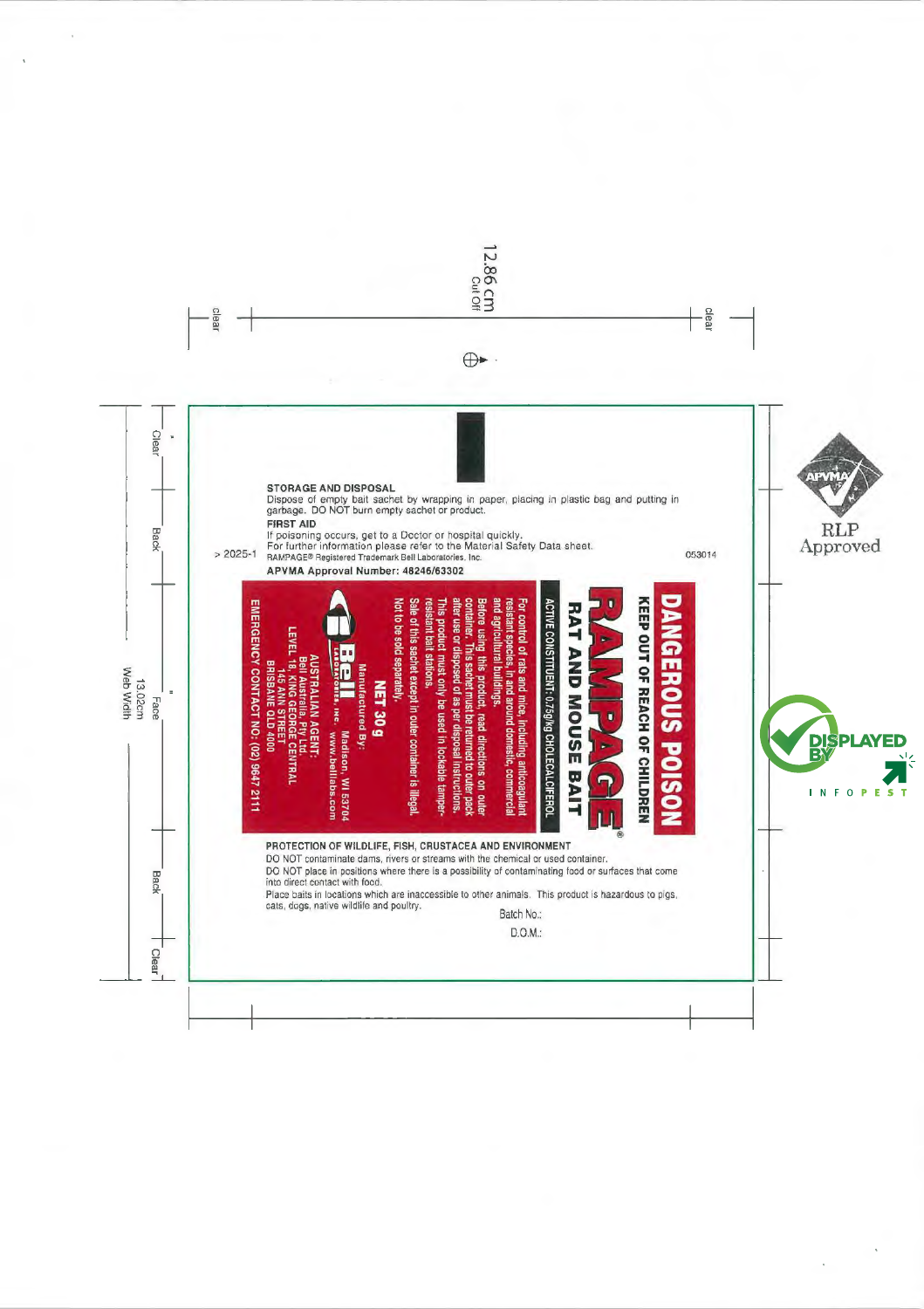12.86 cm
Cut Off

clear

clear

13.02cm
Web Width

Clear | Back | Face | Back | Clear

### STORAGE AND DISPOSAL

Dispose of empty bait sachet by wrapping in paper, placing in plastic bag and putting in garbage. DO NOT burn empty sachet or product.

### FIRST AID

If poisoning occurs, get to a Doctor or hospital quickly.
For further information please refer to the Material Safety Data sheet.

> 2025-1

RAMPAGE® Registered Trademark Bell Laboratories, Inc.

053014

**APVMA Approval Number: 48246/63302**

# DANGEROUS POISON

## KEEP OUT OF REACH OF CHILDREN

# RAMPAGE®

## RAT AND MOUSE BAIT

**ACTIVE CONSTITUENT: 0.75g/kg CHOLECALCIFEROL**

For control of rats and mice, including anticoagulant resistant species, in and around domestic, commercial and agricultural buildings.

Before using this product, read directions on outer container. This sachet must be returned to outer pack after use or disposed of as per disposal instructions.

This product must only be used in lockable tamper-resistant bait stations.

Sale of this sachet except in outer container is illegal.

Not to be sold separately.

**NET 30 g**

Manufactured By:
Bell LABORATORIES, INC. Madison, WI 53704
www.belllabs.com

AUSTRALIAN AGENT:
Bell Australia, Pty Ltd.
LEVEL 18, KING GEORGE CENTRAL
145 ANN STREET
BRISBANE QLD 4000

EMERGENCY CONTACT NO: (02) 9647 2111

### PROTECTION OF WILDLIFE, FISH, CRUSTACEA AND ENVIRONMENT

DO NOT contaminate dams, rivers or streams with the chemical or used container.

DO NOT place in positions where there is a possibility of contaminating food or surfaces that come into direct contact with food.

Place baits in locations which are inaccessible to other animals. This product is hazardous to pigs, cats, dogs, native wildlife and poultry.

Batch No.:

D.O.M.:

APVMA RLP Approved

DISPLAYED BY INFOPEST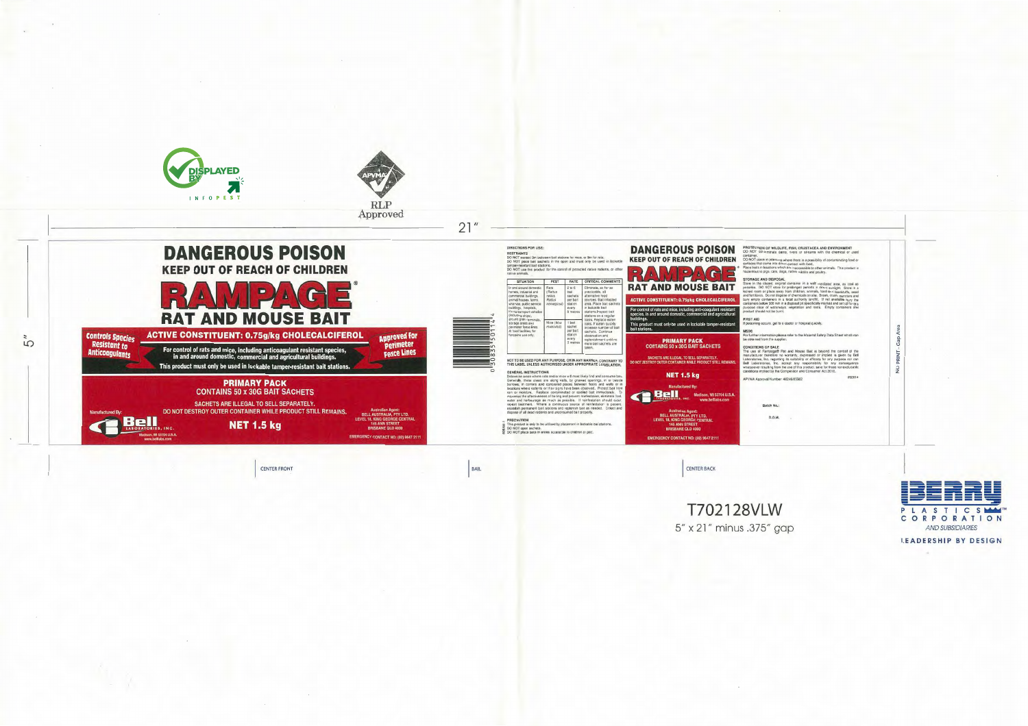DISPLAYED BY INFOPEST

APVMA

RLP Approved

21"

5"

# DANGEROUS POISON

## KEEP OUT OF REACH OF CHILDREN

# RAMPAGE®

## RAT AND MOUSE BAIT

**Controls Species Resistant to Anticoagulants**

**ACTIVE CONSTITUENT: 0.75g/kg CHOLECALCIFEROL**

**Approved for Perimeter Fence Lines**

For control of rats and mice, including anticoagulant resistant species, in and around domestic, commercial and agricultural buildings.

This product must only be used in lockable tamper-resistant bait stations.

**PRIMARY PACK**
CONTAINS 50 x 30G BAIT SACHETS

SACHETS ARE ILLEGAL TO SELL SEPARATELY.
DO NOT DESTROY OUTER CONTAINER WHILE PRODUCT STILL REMAINS.

**NET 1.5 kg**

Manufactured By:
Bell Laboratories, Inc.
Madison, WI 53704 U.S.A.
www.belllabs.com

Australian Agent:
BELL AUSTRALIA, PTY LTD.
LEVEL 18, KING GEORGE CENTRAL
145 ANN STREET
BRISBANE QLD 4000
EMERGENCY CONTACT NO: (02) 9647 2111

CENTER FRONT

0 30835 50114 4

BAIL

**DIRECTIONS FOR USE:**

**RESTRAINTS**
DO NOT exceed 3m between bait stations for mice or 8m for rats.
DO NOT place bait sachets in the open and must only be used in lockable tamper-resistant bait stations.
DO NOT use this product for the control of protected native rodents, or other native animals.

| SITUATION | PEST | RATE | CRITICAL COMMENTS |
|---|---|---|---|
| In and around domestic homes, industrial and commercial buildings, animal houses, farms, wharves, public service buildings, hospitals, thermal transport vehicles (including ships), around grain terminals, storage areas and perimeter fence lines. At food facilities, for nonedible use only. | Rats (*Rattus rattus*, *Rattus norvegicus*) | 2 to 6 bait sachets per bait station every 8 metres | Eliminate, as far as practicable, all alternative food sources. Bait infested area. Place bait sachets in lockable bait stations. Inspect bait stations on a regular basis. Replace eaten baits. If eaten quickly increase number of bait sachets. Continue observation and replenishment until no more bait sachets are taken. |
| | Mice (*Mus musculus*) | 1 bait sachet per bait station every 3 metres | |

NOT TO BE USED FOR ANY PURPOSE, OR IN ANY MANNER, CONTRARY TO THIS LABEL UNLESS AUTHORISED UNDER APPROPRIATE LEGISLATION.

**GENERAL INSTRUCTIONS**
Determine areas where rats and/or mice will most likely find and consume bait. Generally, these areas are along walls, by gnawed openings, in or beside burrows, in corners and concealed places between floors and walls or in locations where rodents or their signs have been observed. Protect bait from rain or moisture. Replace contaminated or spoiled bait immediately. To maximise the effectiveness of the bait and prevent reinfestation, eliminate food, water and harbourage as much as possible. If reinfestation should occur, repeat treatment. Where a continuous source of reinfestation is present, establish permanent bait stations and replenish bait as needed. Collect and dispose of all dead rodents and unconsumed bait properly.

**PRECAUTION**
This product is only to be utilised by placement in lockable bait stations.
DO NOT open sachets.
DO NOT place baits in areas accessible to children or pets.

# DANGEROUS POISON

## KEEP OUT OF REACH OF CHILDREN

# RAMPAGE

## RAT AND MOUSE BAIT

**ACTIVE CONSTITUENT: 0.75g/kg CHOLECALCIFEROL**

For control of rats and mice, including anti-coagulant resistant species, in and around domestic, commercial and agricultural buildings.

This product must only be used in lockable tamper-resistant bait stations.

**PRIMARY PACK**
CONTAINS 50 x 30G BAIT SACHETS

SACHETS ARE ILLEGAL TO SELL SEPARATELY.
DO NOT DESTROY OUTER CONTAINER WHILE PRODUCT STILL REMAINS.

**NET 1.5 kg**

Manufactured By:
Bell Laboratories, Inc.
Madison, WI 53704 U.S.A.
www.belllabs.com

Australian Agent:
BELL AUSTRALIA, PTY LTD.
LEVEL 18, KING GEORGE CENTRAL
145 ANN STREET
BRISBANE QLD 4000
EMERGENCY CONTACT NO: (02) 9647 2111

CENTER BACK

**PROTECTION OF WILDLIFE, FISH, CRUSTACEA AND ENVIRONMENT**
DO NOT contaminate dams, rivers or streams with the chemical or used container.
DO NOT place in positions where there is a possibility of contaminating food or surfaces that come into direct contact with food.
Place baits in locations which are inaccessible to other animals. This product is hazardous to pigs, cats, dogs, native rodents and poultry.

**STORAGE AND DISPOSAL**
Store in the closed, original container in a well ventilated area, as cool as possible. DO NOT store for prolonged periods in direct sunlight. Store in a locked room or place away from children, animals, food, feed, seed and fertilisers. Do not dispose of chemicals on site. Break, crush, puncture and bury empty containers in a local authority landfill. If not available, bury the containers below 500 mm in a disposal pit specifically marked and set up for this purpose clear of waterways, vegetation and roots. Empty containers and product should not be burnt.

**FIRST AID**
If poisoning occurs, get to a doctor or hospital quickly.

**MSDS**
For further information please refer to the Material Safety Data Sheet which can be obtained from the supplier.

**CONDITIONS OF SALE**
The use of Rampage® Rat and Mouse Bait is beyond the control of the manufacturer therefore no warranty, expressed or implied is given by Bell Laboratories, Inc. regarding its suitability or efficacy for any purpose nor can Bell Laboratories, Inc. accept any responsibility for any consequence whatsoever resulting from the use of this product, save for those non-excludable conditions implied by the Competition and Consumer Act 2010.

APVMA Approval Number: 48246/65382

Batch No.:

D.O.M.

NO PRINT - Gap Area

T702128VLW

5" x 21" minus .375" gap

BERRY PLASTICS CORPORATION AND SUBSIDIARIES

LEADERSHIP BY DESIGN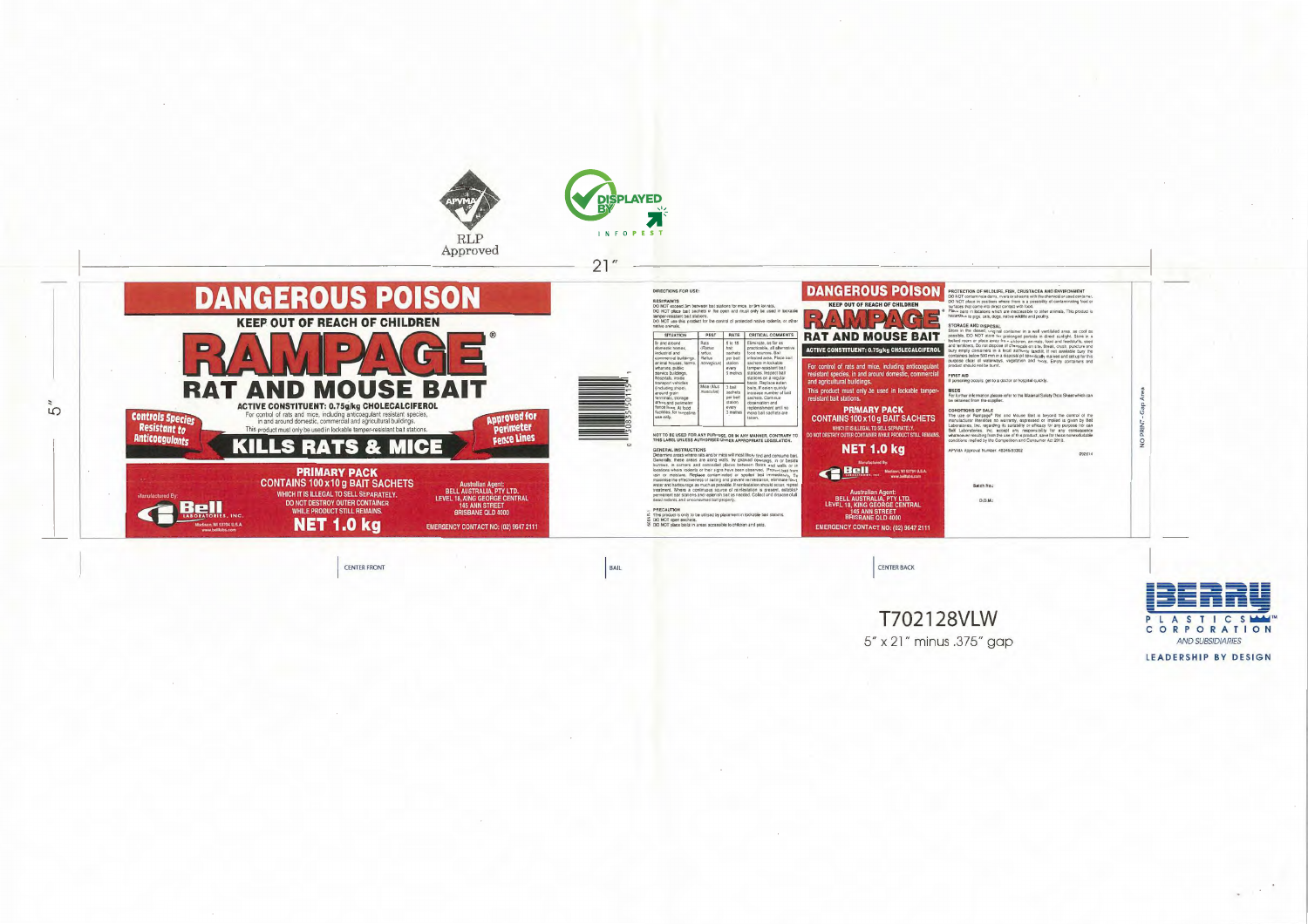RLP Approved

DISPLAYED BY INFOPEST

21"

5"

# DANGEROUS POISON

## KEEP OUT OF REACH OF CHILDREN

# RAMPAGE®

## RAT AND MOUSE BAIT

**ACTIVE CONSTITUENT: 0.75g/kg CHOLECALCIFEROL**

For control of rats and mice, including anticoagulant resistant species, in and around domestic, commercial and agricultural buildings.

This product must only be used in lockable tamper-resistant bait stations.

Controls Species Resistant to Anticoagulants

Approved for Perimeter Fence Lines

## KILLS RATS & MICE

**PRIMARY PACK**
**CONTAINS 100 x 10 g BAIT SACHETS**
WHICH IT IS ILLEGAL TO SELL SEPARATELY.
DO NOT DESTROY OUTER CONTAINER WHILE PRODUCT STILL REMAINS.

**NET 1.0 kg**

Manufactured By:
Bell Laboratories, Inc.
Madison, WI 53704 U.S.A.
www.belllabs.com

Australian Agent:
BELL AUSTRALIA, PTY LTD.
LEVEL 18, KING GEORGE CENTRAL
145 ANN STREET
BRISBANE QLD 4000

EMERGENCY CONTACT NO: (02) 9647 2111

CENTER FRONT

### DIRECTIONS FOR USE:

**RESTRAINTS**
DO NOT exceed 3m between bait stations for mice, or 9m for rats.
DO NOT place bait sachets in the open and must only be used in lockable tamper-resistant bait stations.
DO NOT use this product for the control of protected native rodents, or other native animals.

| SITUATION | PEST | RATE | CRITICAL COMMENTS |
|---|---|---|---|
| In and around domestic homes, industrial and commercial buildings, animal houses, farms, wharves, public service buildings, hospitals, inside transport vehicles (including ships), around grain terminals, storage areas and perimeter fence lines. At food facilities, for lockable use only. | Rats (Rattus rattus, Rattus norvegicus) | 6 to 18 bait sachets per bait station every 9 metres | Eliminate, as far as practicable, all alternative food sources. Bait infested area. Place bait sachets in lockable tamper-resistant bait stations. Inspect bait stations on a regular basis. Replace eaten baits. If eaten quickly increase number of bait sachets. Continue observation and replenishment until no more bait sachets are taken. |
| | Mice (Mus musculus) | 3 bait sachets per bait station every 3 metres | |

NOT TO BE USED FOR ANY PURPOSE, OR IN ANY MANNER, CONTRARY TO THIS LABEL UNLESS AUTHORISED UNDER APPROPRIATE LEGISLATION.

**GENERAL INSTRUCTIONS**
Determine areas where rats and/or mice will most likely find and consume bait. Generally, these areas are along walls, by gnawed openings, in or beside burrows, in corners and concealed places between floors and walls, or in locations where rodents or their signs have been observed. Protect bait from rain or moisture. Replace contaminated or spoiled bait immediately. To maximise the effectiveness of baiting and prevent reinfestation, eliminate food, water and harbourage as much as possible. If reinfestation should occur, repeat treatment. Where a continuous source of reinfestation is present, establish permanent bait stations and replenish bait as needed. Collect and dispose of all dead rodents and unconsumed bait properly.

**PRECAUTION**
This product is only to be utilised by placement in lockable bait stations.
DO NOT open sachets.
DO NOT place baits in areas accessible to children and pets.

BAIL

# DANGEROUS POISON

## KEEP OUT OF REACH OF CHILDREN

# RAMPAGE

## RAT AND MOUSE BAIT

**ACTIVE CONSTITUENT: 0.75g/kg CHOLECALCIFEROL**

For control of rats and mice, including anticoagulant resistant species, in and around domestic, commercial and agricultural buildings.

This product must only be used in lockable tamper-resistant bait stations.

**PRIMARY PACK**
**CONTAINS 100 x 10 g BAIT SACHETS**
WHICH IT IS ILLEGAL TO SELL SEPARATELY.
DO NOT DESTROY OUTER CONTAINER WHILE PRODUCT STILL REMAINS.

**NET 1.0 kg**

Manufactured By:
Bell Laboratories, Inc.
Madison, WI 53704 U.S.A.
www.belllabs.com

Australian Agent:
BELL AUSTRALIA, PTY LTD.
LEVEL 18, KING GEORGE CENTRAL
145 ANN STREET
BRISBANE QLD 4000

EMERGENCY CONTACT NO: (02) 9647 2111

**PROTECTION OF WILDLIFE, FISH, CRUSTACEA AND ENVIRONMENT**
DO NOT contaminate dams, rivers or streams with the chemical or used containers.
DO NOT place in positions where there is a possibility of contaminating food or surfaces that come into direct contact with food.
Place baits in locations which are inaccessible to other animals. This product is hazardous to pigs, cats, dogs, native wildlife and poultry.

**STORAGE AND DISPOSAL**
Store in the closed, original container in a well ventilated area, as cool as possible. DO NOT store for prolonged periods in direct sunlight. Store in a locked room or place away from children, animals, food and feedstuffs, seed and fertilisers. Do not dispose of chemicals on site. Break, crush, puncture and bury empty containers in a local authority landfill. If not available bury the containers below 500 mm in a disposal pit specifically marked and set up for this purpose clear of waterways, vegetation and roots. Empty containers and product should not be burnt.

**FIRST AID**
If poisoning occurs, get to a doctor or hospital quickly.

**SDS**
For further information please refer to the Material Safety Data Sheet which can be obtained from the supplier.

**CONDITIONS OF SALE**
The use of Rampage® Rat and Mouse Bait is beyond the control of the manufacturer therefore no warranty, expressed or implied is given by Bell Laboratories, Inc. regarding its suitability or efficacy for any purpose nor can Bell Laboratories, Inc. accept any responsibility for any consequence whatsoever resulting from the use of the product, save for those nonexcludable conditions implied by the Competition and Consumer Act 2010.

APVMA Approval Number: 48240/52952

Batch No.:

D.O.M.:

CENTER BACK

NO PRINT - Gap Area

T702128VLW
5" x 21" minus .375" gap

BERRY PLASTICS CORPORATION AND SUBSIDIARIES
LEADERSHIP BY DESIGN